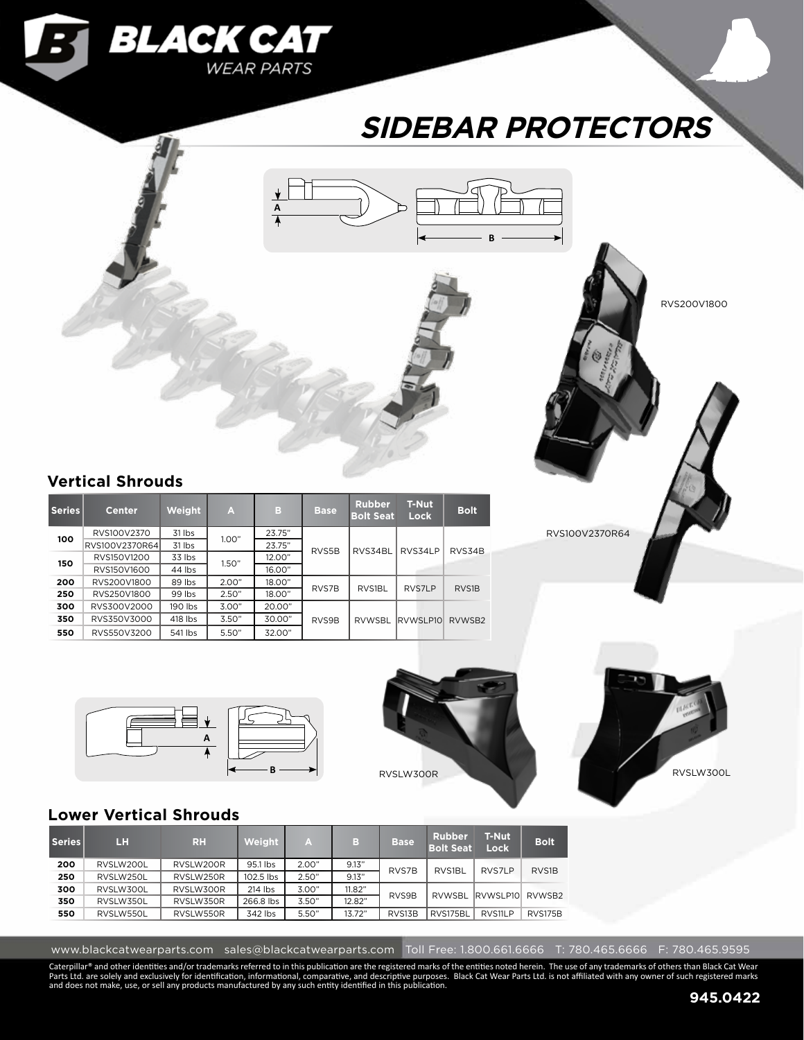# SIDEBAR PROTECTORS

RVS200V1800

RVS100V2370R64

## Vertical Shrouds

| Series | Center | Weight | A | B | Base | Rubber Bolt Seat | T-Nut Lock | Bolt |
|---|---|---|---|---|---|---|---|---|
| 100 | RVS100V2370 | 31 lbs | 1.00" | 23.75" | RVS5B | RVS34BL | RVS34LP | RVS34B |
| | RVS100V2370R64 | 31 lbs | | 23.75" | | | | |
| 150 | RVS150V1200 | 33 lbs | 1.50" | 12.00" | | | | |
| | RVS150V1600 | 44 lbs | | 16.00" | | | | |
| 200 | RVS200V1800 | 89 lbs | 2.00" | 18.00" | RVS7B | RVS1BL | RVS7LP | RVS1B |
| 250 | RVS250V1800 | 99 lbs | 2.50" | 18.00" | | | | |
| 300 | RVS300V2000 | 190 lbs | 3.00" | 20.00" | RVS9B | RVWSBL | RVWSLP10 | RVWSB2 |
| 350 | RVS350V3000 | 418 lbs | 3.50" | 30.00" | | | | |
| 550 | RVS550V3200 | 541 lbs | 5.50" | 32.00" | | | | |

RVSLW300R

RVSLW300L

## Lower Vertical Shrouds

| Series | LH | RH | Weight | A | B | Base | Rubber Bolt Seat | T-Nut Lock | Bolt |
|---|---|---|---|---|---|---|---|---|---|
| 200 | RVSLW200L | RVSLW200R | 95.1 lbs | 2.00" | 9.13" | RVS7B | RVS1BL | RVS7LP | RVS1B |
| 250 | RVSLW250L | RVSLW250R | 102.5 lbs | 2.50" | 9.13" | | | | |
| 300 | RVSLW300L | RVSLW300R | 214 lbs | 3.00" | 11.82" | RVS9B | RVWSBL | RVWSLP10 | RVWSB2 |
| 350 | RVSLW350L | RVSLW350R | 266.8 lbs | 3.50" | 12.82" | | | | |
| 550 | RVSLW550L | RVSLW550R | 342 lbs | 5.50" | 13.72" | RVS13B | RVS175BL | RVS11LP | RVS175B |

www.blackcatwearparts.com sales@blackcatwearparts.com Toll Free: 1.800.661.6666 T: 780.465.6666 F: 780.465.9595

Caterpillar® and other identities and/or trademarks referred to in this publication are the registered marks of the entities noted herein. The use of any trademarks of others than Black Cat Wear Parts Ltd. are solely and exclusively for identification, informational, comparative, and descriptive purposes. Black Cat Wear Parts Ltd. is not affiliated with any owner of such registered marks and does not make, use, or sell any products manufactured by any such entity identified in this publication.

945.0422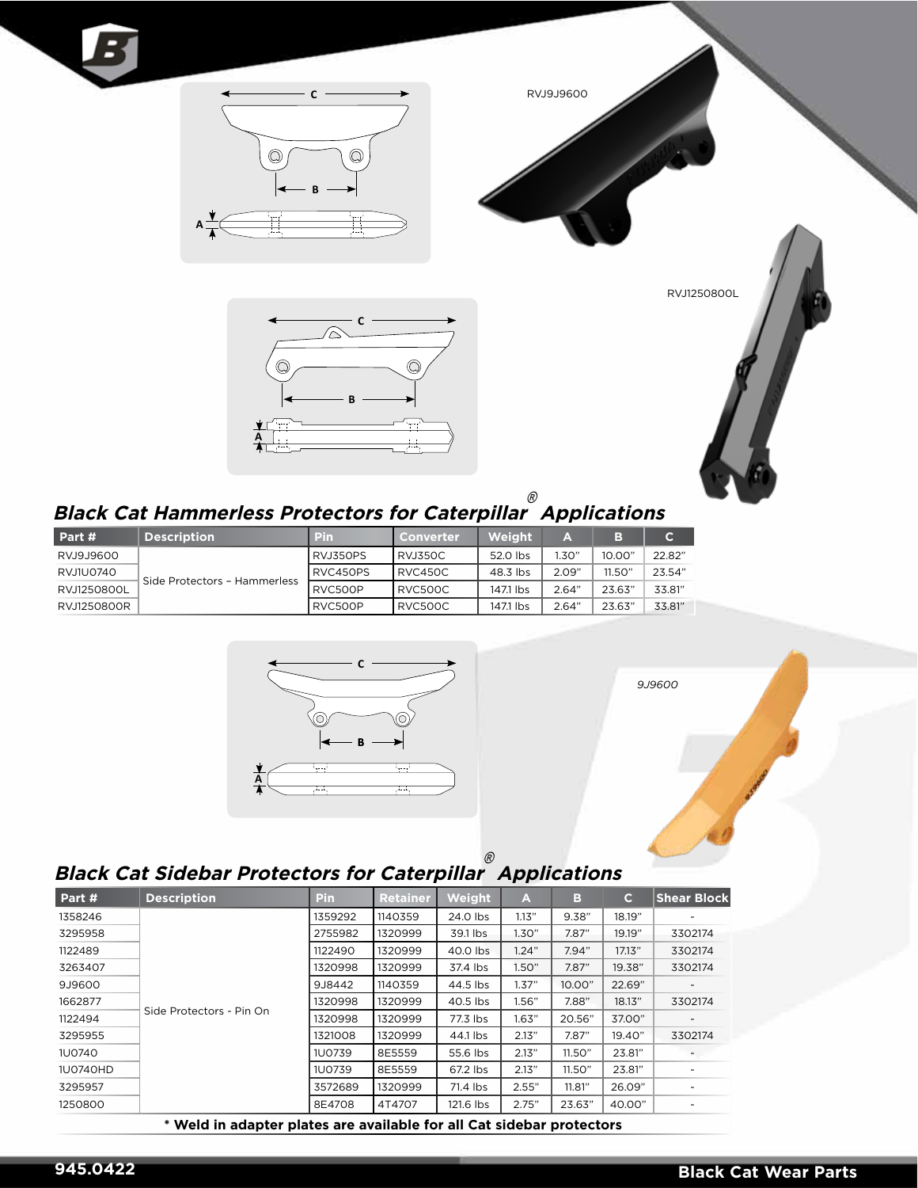RVJ9J9600

RVJ1250800L

## Black Cat Hammerless Protectors for Caterpillar® Applications

| Part # | Description | Pin | Converter | Weight | A | B | C |
|---|---|---|---|---|---|---|---|
| RVJ9J9600 | Side Protectors – Hammerless | RVJ350PS | RVJ350C | 52.0 lbs | 1.30" | 10.00" | 22.82" |
| RVJ1U0740 | | RVC450PS | RVC450C | 48.3 lbs | 2.09" | 11.50" | 23.54" |
| RVJ1250800L | | RVC500P | RVC500C | 147.1 lbs | 2.64" | 23.63" | 33.81" |
| RVJ1250800R | | RVC500P | RVC500C | 147.1 lbs | 2.64" | 23.63" | 33.81" |

*9J9600*

## Black Cat Sidebar Protectors for Caterpillar® Applications

| Part # | Description | Pin | Retainer | Weight | A | B | C | Shear Block |
|---|---|---|---|---|---|---|---|---|
| 1358246 | Side Protectors - Pin On | 1359292 | 1140359 | 24.0 lbs | 1.13" | 9.38" | 18.19" | - |
| 3295958 | | 2755982 | 1320999 | 39.1 lbs | 1.30" | 7.87" | 19.19" | 3302174 |
| 1122489 | | 1122490 | 1320999 | 40.0 lbs | 1.24" | 7.94" | 17.13" | 3302174 |
| 3263407 | | 1320998 | 1320999 | 37.4 lbs | 1.50" | 7.87" | 19.38" | 3302174 |
| 9J9600 | | 9J8442 | 1140359 | 44.5 lbs | 1.37" | 10.00" | 22.69" | - |
| 1662877 | | 1320998 | 1320999 | 40.5 lbs | 1.56" | 7.88" | 18.13" | 3302174 |
| 1122494 | | 1320998 | 1320999 | 77.3 lbs | 1.63" | 20.56" | 37.00" | - |
| 3295955 | | 1321008 | 1320999 | 44.1 lbs | 2.13" | 7.87" | 19.40" | 3302174 |
| 1U0740 | | 1U0739 | 8E5559 | 55.6 lbs | 2.13" | 11.50" | 23.81" | - |
| 1U0740HD | | 1U0739 | 8E5559 | 67.2 lbs | 2.13" | 11.50" | 23.81" | - |
| 3295957 | | 3572689 | 1320999 | 71.4 lbs | 2.55" | 11.81" | 26.09" | - |
| 1250800 | | 8E4708 | 4T4707 | 121.6 lbs | 2.75" | 23.63" | 40.00" | - |

**\* Weld in adapter plates are available for all Cat sidebar protectors**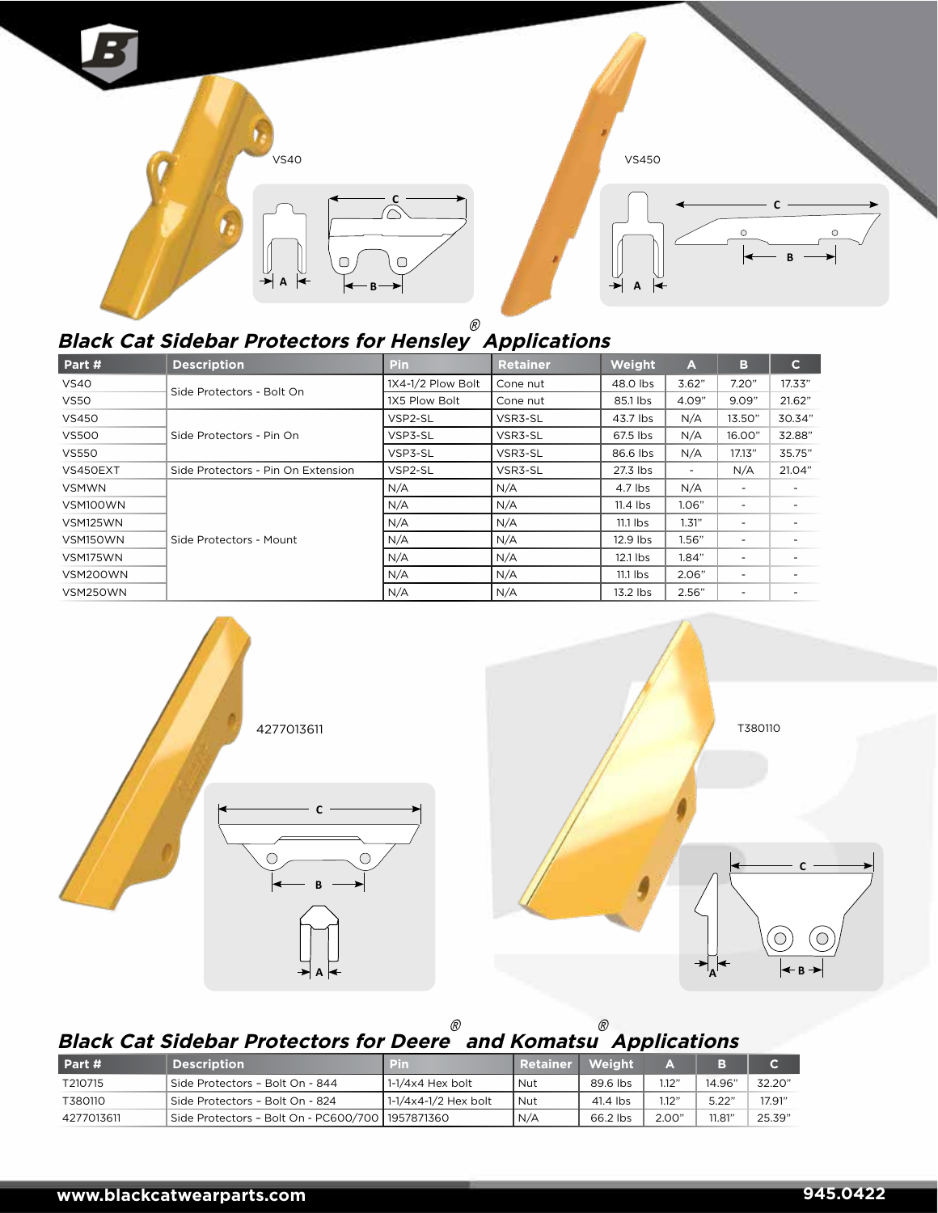VS40

VS450

## Black Cat Sidebar Protectors for Hensley® Applications

| Part # | Description | Pin | Retainer | Weight | A | B | C |
|---|---|---|---|---|---|---|---|
| VS40 | Side Protectors - Bolt On | 1X4-1/2 Plow Bolt | Cone nut | 48.0 lbs | 3.62" | 7.20" | 17.33" |
| VS50 | | 1X5 Plow Bolt | Cone nut | 85.1 lbs | 4.09" | 9.09" | 21.62" |
| VS450 | Side Protectors - Pin On | VSP2-SL | VSR3-SL | 43.7 lbs | N/A | 13.50" | 30.34" |
| VS500 | | VSP3-SL | VSR3-SL | 67.5 lbs | N/A | 16.00" | 32.88" |
| VS550 | | VSP3-SL | VSR3-SL | 86.6 lbs | N/A | 17.13" | 35.75" |
| VS450EXT | Side Protectors - Pin On Extension | VSP2-SL | VSR3-SL | 27.3 lbs | - | N/A | 21.04" |
| VSMWN | Side Protectors - Mount | N/A | N/A | 4.7 lbs | N/A | - | - |
| VSM100WN | | N/A | N/A | 11.4 lbs | 1.06" | - | - |
| VSM125WN | | N/A | N/A | 11.1 lbs | 1.31" | - | - |
| VSM150WN | | N/A | N/A | 12.9 lbs | 1.56" | - | - |
| VSM175WN | | N/A | N/A | 12.1 lbs | 1.84" | - | - |
| VSM200WN | | N/A | N/A | 11.1 lbs | 2.06" | - | - |
| VSM250WN | | N/A | N/A | 13.2 lbs | 2.56" | - | - |

4277013611

T380110

## Black Cat Sidebar Protectors for Deere® and Komatsu® Applications

| Part # | Description | Pin | Retainer | Weight | A | B | C |
|---|---|---|---|---|---|---|---|
| T210715 | Side Protectors - Bolt On - 844 | 1-1/4x4 Hex bolt | Nut | 89.6 lbs | 1.12" | 14.96" | 32.20" |
| T380110 | Side Protectors - Bolt On - 824 | 1-1/4x4-1/2 Hex bolt | Nut | 41.4 lbs | 1.12" | 5.22" | 17.91" |
| 4277013611 | Side Protectors - Bolt On - PC600/700 | 1957871360 | N/A | 66.2 lbs | 2.00" | 11.81" | 25.39" |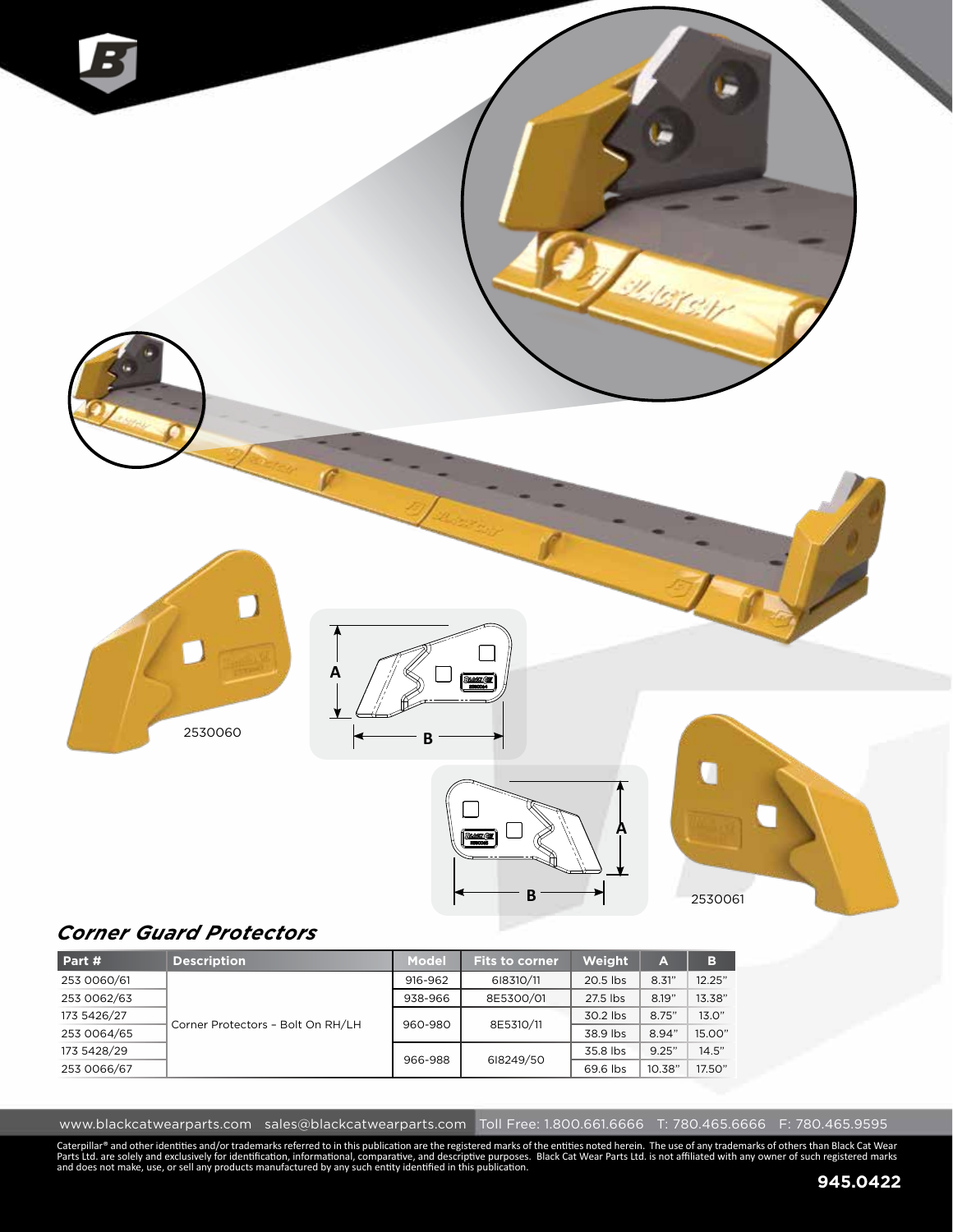2530060

A

B

A

B

2530061

## *Corner Guard Protectors*

| Part # | Description | Model | Fits to corner | Weight | A | B |
|---|---|---|---|---|---|---|
| 253 0060/61 | Corner Protectors – Bolt On RH/LH | 916-962 | 6I8310/11 | 20.5 lbs | 8.31" | 12.25" |
| 253 0062/63 | | 938-966 | 8E5300/01 | 27.5 lbs | 8.19" | 13.38" |
| 173 5426/27 | | 960-980 | 8E5310/11 | 30.2 lbs | 8.75" | 13.0" |
| 253 0064/65 | | | | 38.9 lbs | 8.94" | 15.00" |
| 173 5428/29 | | 966-988 | 6I8249/50 | 35.8 lbs | 9.25" | 14.5" |
| 253 0066/67 | | | | 69.6 lbs | 10.38" | 17.50" |

www.blackcatwearparts.com sales@blackcatwearparts.com Toll Free: 1.800.661.6666 T: 780.465.6666 F: 780.465.9595

Caterpillar® and other identities and/or trademarks referred to in this publication are the registered marks of the entities noted herein. The use of any trademarks of others than Black Cat Wear Parts Ltd. are solely and exclusively for identification, informational, comparative, and descriptive purposes. Black Cat Wear Parts Ltd. is not affiliated with any owner of such registered marks and does not make, use, or sell any products manufactured by any such entity identified in this publication.

**945.0422**